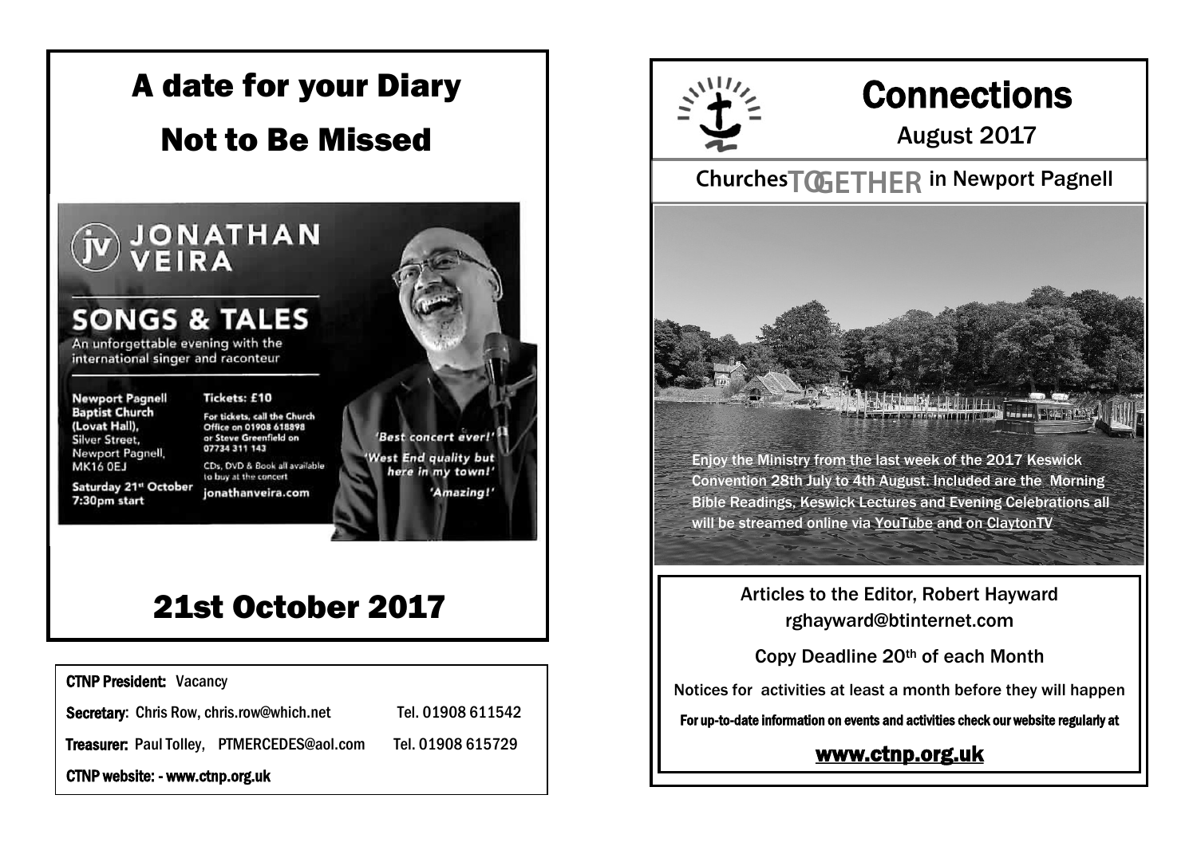# A date for your Diary

# Not to Be Missed

**JONATHAN VEIRA**

**SONGS & TALES**

An unforgettable evening with the international singer and raconteur

**Newport Pagnell Baptist Church (Lovat Hall),**
Silver Street,
Newport Pagnell,
MK16 0EJ

**Saturday 21st October**
**7:30pm start**

**Tickets: £10**

For tickets, call the Church Office on 01908 618898 or Steve Greenfield on 07734 311 143

CDs, DVD & Book all available to buy at the concert

jonathanveira.com

*'Best concert ever!'*

*'West End quality but here in my town!'*

*'Amazing!'*

# 21st October 2017

**CTNP President:** Vacancy

**Secretary:** Chris Row, chris.row@which.net Tel. 01908 611542

**Treasurer:** Paul Tolley, PTMERCEDES@aol.com Tel. 01908 615729

**CTNP website: - www.ctnp.org.uk**

# Connections

## August 2017

**Churches TOGETHER in Newport Pagnell**

Enjoy the Ministry from the last week of the 2017 Keswick Convention 28th July to 4th August. Included are the Morning Bible Readings, Keswick Lectures and Evening Celebrations all will be streamed online via YouTube and on ClaytonTV

Articles to the Editor, Robert Hayward
rghayward@btinternet.com

Copy Deadline 20th of each Month

Notices for activities at least a month before they will happen

**For up-to-date information on events and activities check our website regularly at**

**www.ctnp.org.uk**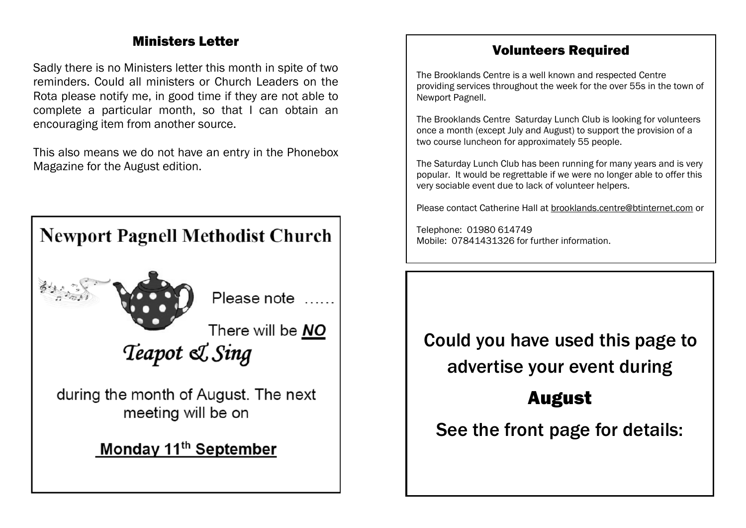## Ministers Letter

Sadly there is no Ministers letter this month in spite of two reminders. Could all ministers or Church Leaders on the Rota please notify me, in good time if they are not able to complete a particular month, so that I can obtain an encouraging item from another source.

This also means we do not have an entry in the Phonebox Magazine for the August edition.

## Newport Pagnell Methodist Church

Please note ……

There will be **_NO_**

*Teapot & Sing*

during the month of August. The next meeting will be on

**Monday 11th September**

## Volunteers Required

The Brooklands Centre is a well known and respected Centre providing services throughout the week for the over 55s in the town of Newport Pagnell.

The Brooklands Centre Saturday Lunch Club is looking for volunteers once a month (except July and August) to support the provision of a two course luncheon for approximately 55 people.

The Saturday Lunch Club has been running for many years and is very popular. It would be regrettable if we were no longer able to offer this very sociable event due to lack of volunteer helpers.

Please contact Catherine Hall at brooklands.centre@btinternet.com or

Telephone: 01980 614749
Mobile: 07841431326 for further information.

Could you have used this page to advertise your event during

**August**

See the front page for details: